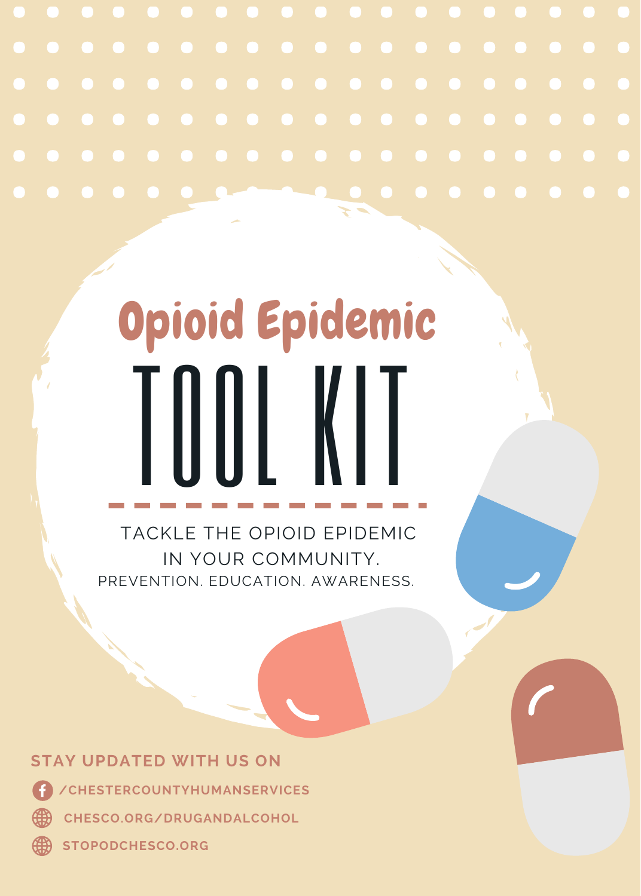# Opioid Epidemic

# TOOL KIT

TACKLE THE OPIOID EPIDEMIC IN YOUR COMMUNITY.

PREVENTION. EDUCATION. AWARENESS.

**STAY UPDATED WITH US ON**

- /CHESTERCOUNTYHUMANSERVICES
- CHESCO.ORG/DRUGANDALCOHOL
- STOPODCHESCO.ORG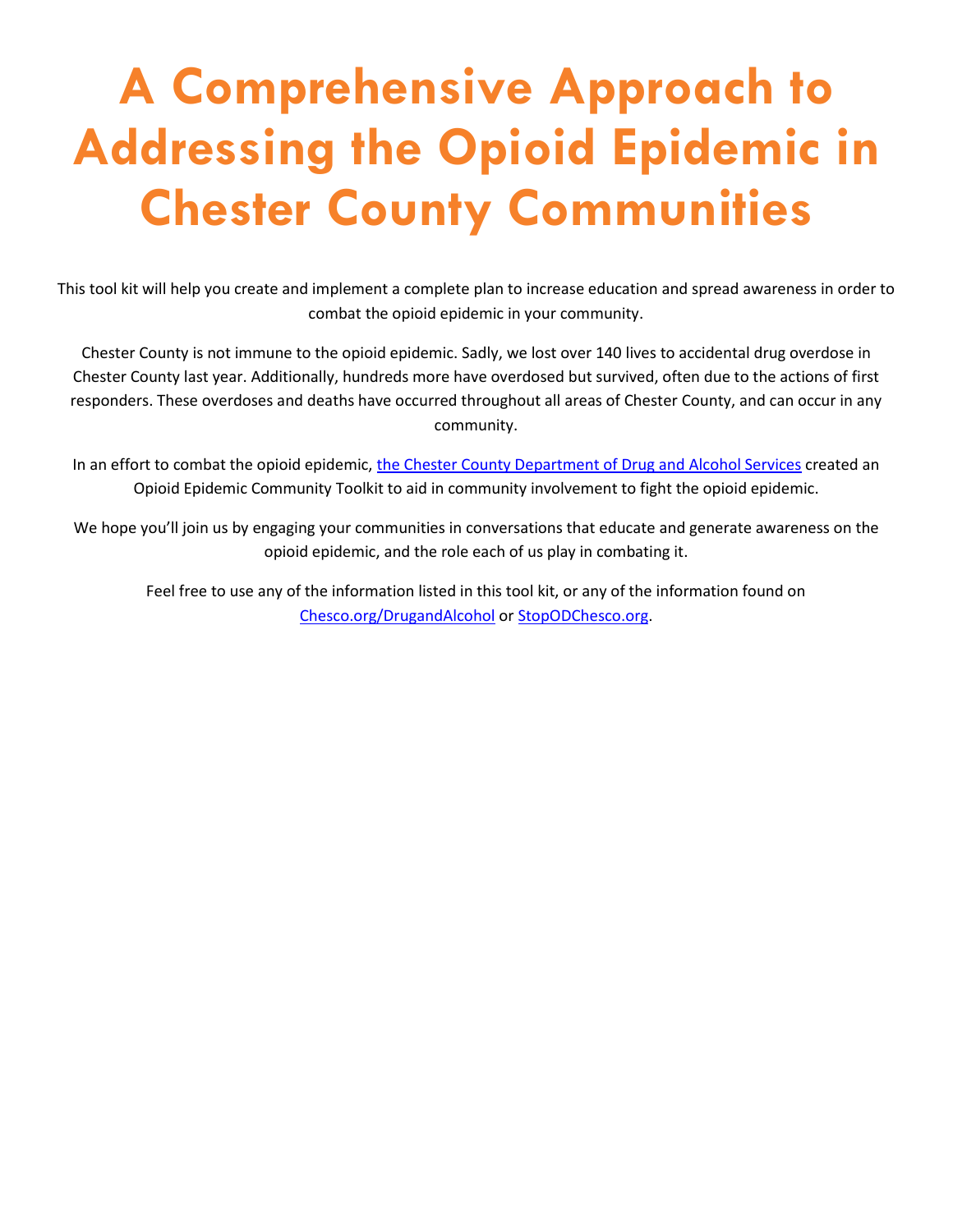# A Comprehensive Approach to Addressing the Opioid Epidemic in Chester County Communities

This tool kit will help you create and implement a complete plan to increase education and spread awareness in order to combat the opioid epidemic in your community.

Chester County is not immune to the opioid epidemic. Sadly, we lost over 140 lives to accidental drug overdose in Chester County last year. Additionally, hundreds more have overdosed but survived, often due to the actions of first responders. These overdoses and deaths have occurred throughout all areas of Chester County, and can occur in any community.

In an effort to combat the opioid epidemic, the Chester County Department of Drug and Alcohol Services created an Opioid Epidemic Community Toolkit to aid in community involvement to fight the opioid epidemic.

We hope you'll join us by engaging your communities in conversations that educate and generate awareness on the opioid epidemic, and the role each of us play in combating it.

Feel free to use any of the information listed in this tool kit, or any of the information found on Chesco.org/DrugandAlcohol or StopODChesco.org.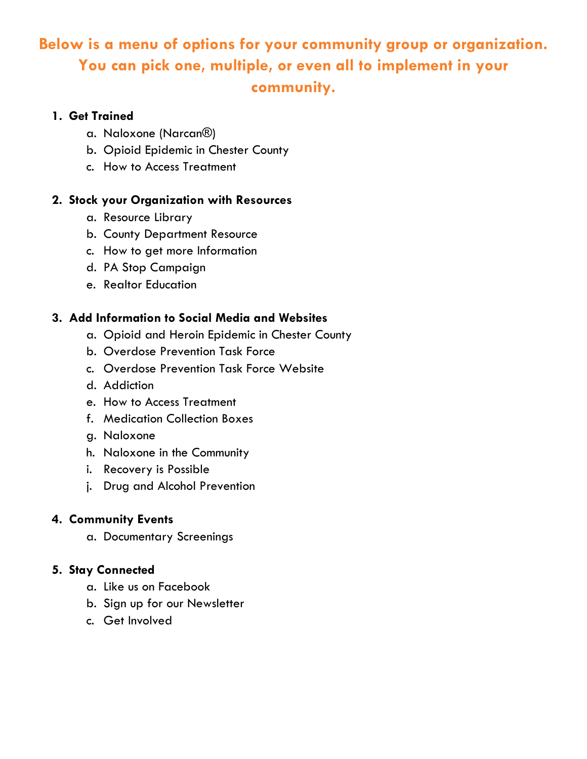**Below is a menu of options for your community group or organization. You can pick one, multiple, or even all to implement in your community.**

1. **Get Trained**
    a. Naloxone (Narcan®)
    b. Opioid Epidemic in Chester County
    c. How to Access Treatment

2. **Stock your Organization with Resources**
    a. Resource Library
    b. County Department Resource
    c. How to get more Information
    d. PA Stop Campaign
    e. Realtor Education

3. **Add Information to Social Media and Websites**
    a. Opioid and Heroin Epidemic in Chester County
    b. Overdose Prevention Task Force
    c. Overdose Prevention Task Force Website
    d. Addiction
    e. How to Access Treatment
    f. Medication Collection Boxes
    g. Naloxone
    h. Naloxone in the Community
    i. Recovery is Possible
    j. Drug and Alcohol Prevention

4. **Community Events**
    a. Documentary Screenings

5. **Stay Connected**
    a. Like us on Facebook
    b. Sign up for our Newsletter
    c. Get Involved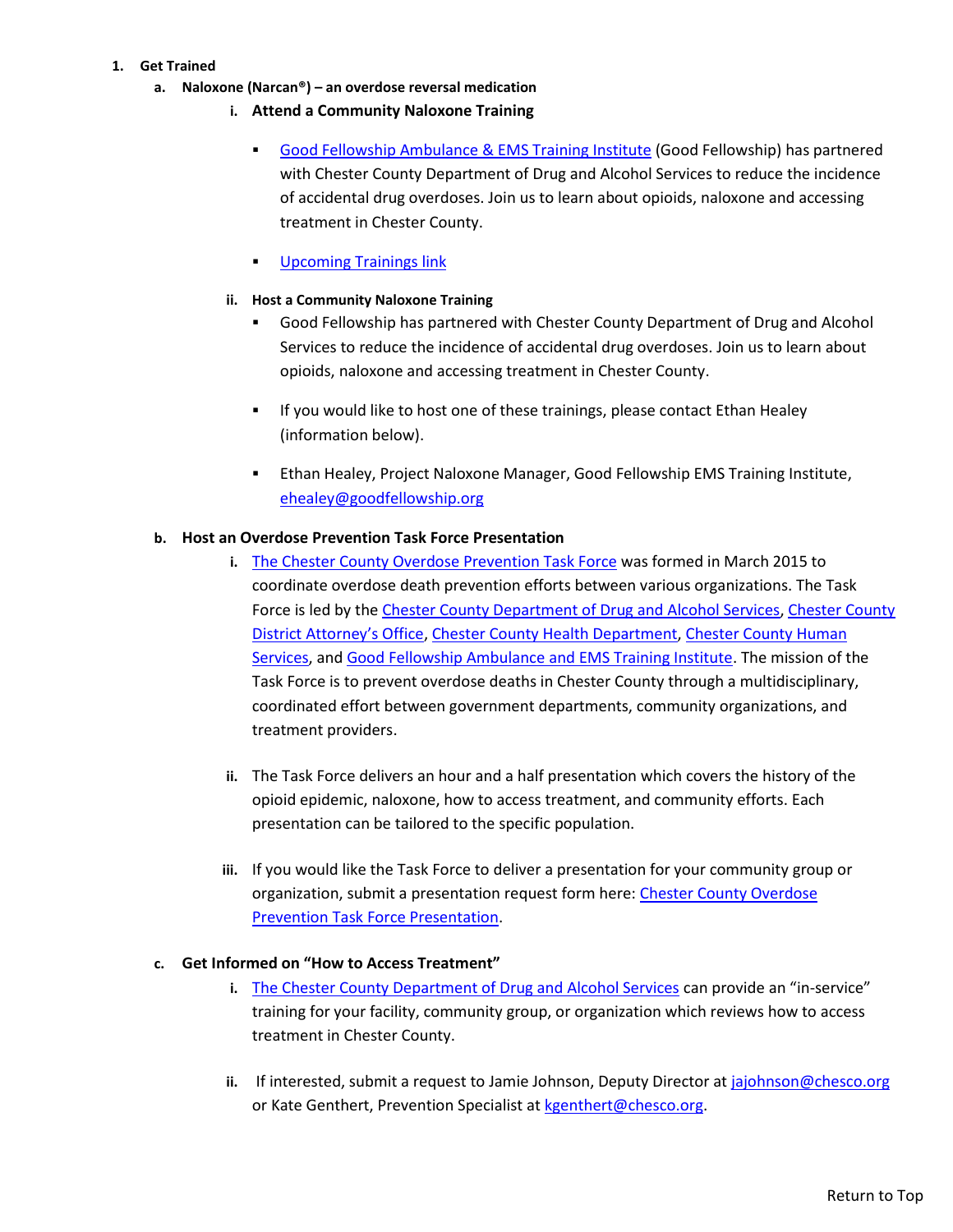1. **Get Trained**
   a. **Naloxone (Narcan®) – an overdose reversal medication**
      i. **Attend a Community Naloxone Training**
         - Good Fellowship Ambulance & EMS Training Institute (Good Fellowship) has partnered with Chester County Department of Drug and Alcohol Services to reduce the incidence of accidental drug overdoses. Join us to learn about opioids, naloxone and accessing treatment in Chester County.
         - Upcoming Trainings link

      ii. **Host a Community Naloxone Training**
         - Good Fellowship has partnered with Chester County Department of Drug and Alcohol Services to reduce the incidence of accidental drug overdoses. Join us to learn about opioids, naloxone and accessing treatment in Chester County.
         - If you would like to host one of these trainings, please contact Ethan Healey (information below).
         - Ethan Healey, Project Naloxone Manager, Good Fellowship EMS Training Institute, ehealey@goodfellowship.org

   b. **Host an Overdose Prevention Task Force Presentation**
      i. The Chester County Overdose Prevention Task Force was formed in March 2015 to coordinate overdose death prevention efforts between various organizations. The Task Force is led by the Chester County Department of Drug and Alcohol Services, Chester County District Attorney's Office, Chester County Health Department, Chester County Human Services, and Good Fellowship Ambulance and EMS Training Institute. The mission of the Task Force is to prevent overdose deaths in Chester County through a multidisciplinary, coordinated effort between government departments, community organizations, and treatment providers.

      ii. The Task Force delivers an hour and a half presentation which covers the history of the opioid epidemic, naloxone, how to access treatment, and community efforts. Each presentation can be tailored to the specific population.

      iii. If you would like the Task Force to deliver a presentation for your community group or organization, submit a presentation request form here: Chester County Overdose Prevention Task Force Presentation.

   c. **Get Informed on "How to Access Treatment"**
      i. The Chester County Department of Drug and Alcohol Services can provide an "in-service" training for your facility, community group, or organization which reviews how to access treatment in Chester County.

      ii. If interested, submit a request to Jamie Johnson, Deputy Director at jajohnson@chesco.org or Kate Genthert, Prevention Specialist at kgenthert@chesco.org.

Return to Top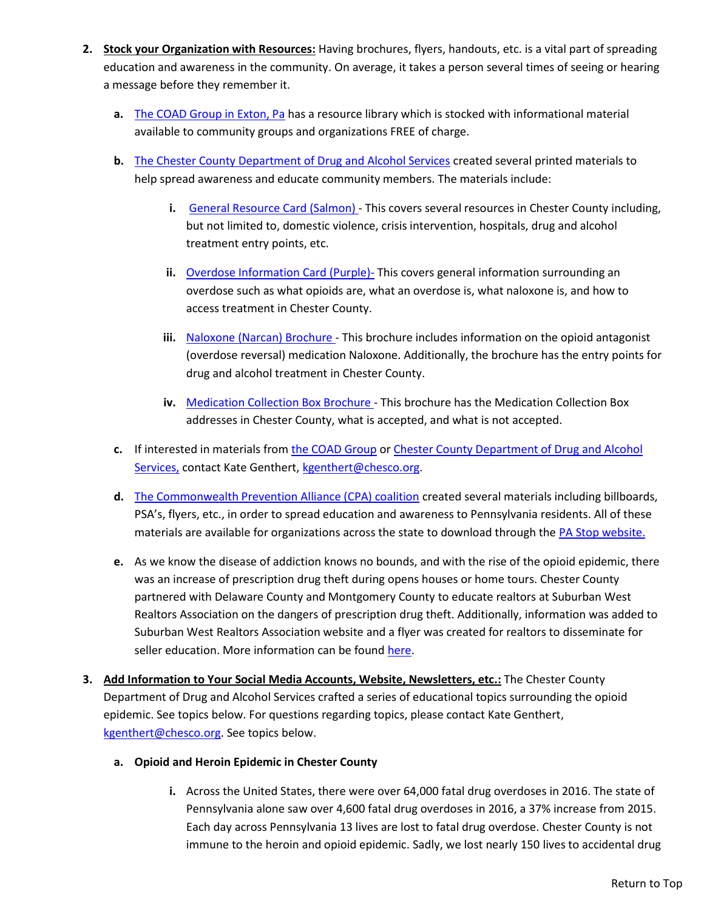2. **Stock your Organization with Resources:** Having brochures, flyers, handouts, etc. is a vital part of spreading education and awareness in the community. On average, it takes a person several times of seeing or hearing a message before they remember it.

   a. The COAD Group in Exton, Pa has a resource library which is stocked with informational material available to community groups and organizations FREE of charge.

   b. The Chester County Department of Drug and Alcohol Services created several printed materials to help spread awareness and educate community members. The materials include:

      i. General Resource Card (Salmon) - This covers several resources in Chester County including, but not limited to, domestic violence, crisis intervention, hospitals, drug and alcohol treatment entry points, etc.

      ii. Overdose Information Card (Purple)- This covers general information surrounding an overdose such as what opioids are, what an overdose is, what naloxone is, and how to access treatment in Chester County.

      iii. Naloxone (Narcan) Brochure - This brochure includes information on the opioid antagonist (overdose reversal) medication Naloxone. Additionally, the brochure has the entry points for drug and alcohol treatment in Chester County.

      iv. Medication Collection Box Brochure - This brochure has the Medication Collection Box addresses in Chester County, what is accepted, and what is not accepted.

   c. If interested in materials from the COAD Group or Chester County Department of Drug and Alcohol Services, contact Kate Genthert, kgenthert@chesco.org.

   d. The Commonwealth Prevention Alliance (CPA) coalition created several materials including billboards, PSA's, flyers, etc., in order to spread education and awareness to Pennsylvania residents. All of these materials are available for organizations across the state to download through the PA Stop website.

   e. As we know the disease of addiction knows no bounds, and with the rise of the opioid epidemic, there was an increase of prescription drug theft during opens houses or home tours. Chester County partnered with Delaware County and Montgomery County to educate realtors at Suburban West Realtors Association on the dangers of prescription drug theft. Additionally, information was added to Suburban West Realtors Association website and a flyer was created for realtors to disseminate for seller education. More information can be found here.

3. **Add Information to Your Social Media Accounts, Website, Newsletters, etc.:** The Chester County Department of Drug and Alcohol Services crafted a series of educational topics surrounding the opioid epidemic. See topics below. For questions regarding topics, please contact Kate Genthert, kgenthert@chesco.org. See topics below.

   a. **Opioid and Heroin Epidemic in Chester County**

      i. Across the United States, there were over 64,000 fatal drug overdoses in 2016. The state of Pennsylvania alone saw over 4,600 fatal drug overdoses in 2016, a 37% increase from 2015. Each day across Pennsylvania 13 lives are lost to fatal drug overdose. Chester County is not immune to the heroin and opioid epidemic. Sadly, we lost nearly 150 lives to accidental drug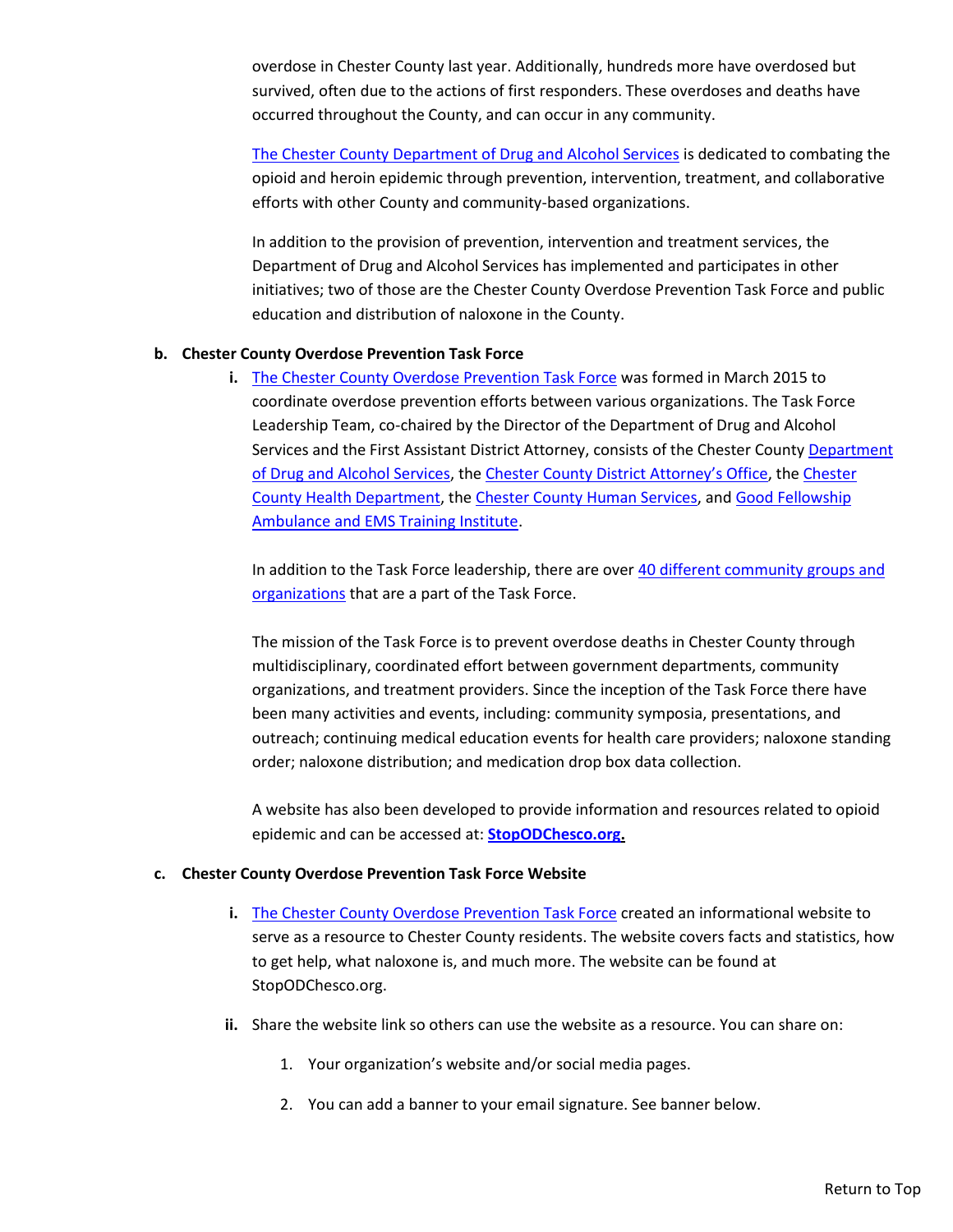overdose in Chester County last year. Additionally, hundreds more have overdosed but survived, often due to the actions of first responders. These overdoses and deaths have occurred throughout the County, and can occur in any community.

The Chester County Department of Drug and Alcohol Services is dedicated to combating the opioid and heroin epidemic through prevention, intervention, treatment, and collaborative efforts with other County and community-based organizations.

In addition to the provision of prevention, intervention and treatment services, the Department of Drug and Alcohol Services has implemented and participates in other initiatives; two of those are the Chester County Overdose Prevention Task Force and public education and distribution of naloxone in the County.

**b. Chester County Overdose Prevention Task Force**

**i.** The Chester County Overdose Prevention Task Force was formed in March 2015 to coordinate overdose prevention efforts between various organizations. The Task Force Leadership Team, co-chaired by the Director of the Department of Drug and Alcohol Services and the First Assistant District Attorney, consists of the Chester County Department of Drug and Alcohol Services, the Chester County District Attorney's Office, the Chester County Health Department, the Chester County Human Services, and Good Fellowship Ambulance and EMS Training Institute.

In addition to the Task Force leadership, there are over 40 different community groups and organizations that are a part of the Task Force.

The mission of the Task Force is to prevent overdose deaths in Chester County through multidisciplinary, coordinated effort between government departments, community organizations, and treatment providers. Since the inception of the Task Force there have been many activities and events, including: community symposia, presentations, and outreach; continuing medical education events for health care providers; naloxone standing order; naloxone distribution; and medication drop box data collection.

A website has also been developed to provide information and resources related to opioid epidemic and can be accessed at: **StopODChesco.org.**

**c. Chester County Overdose Prevention Task Force Website**

**i.** The Chester County Overdose Prevention Task Force created an informational website to serve as a resource to Chester County residents. The website covers facts and statistics, how to get help, what naloxone is, and much more. The website can be found at StopODChesco.org.

**ii.** Share the website link so others can use the website as a resource. You can share on:

1. Your organization's website and/or social media pages.
2. You can add a banner to your email signature. See banner below.

Return to Top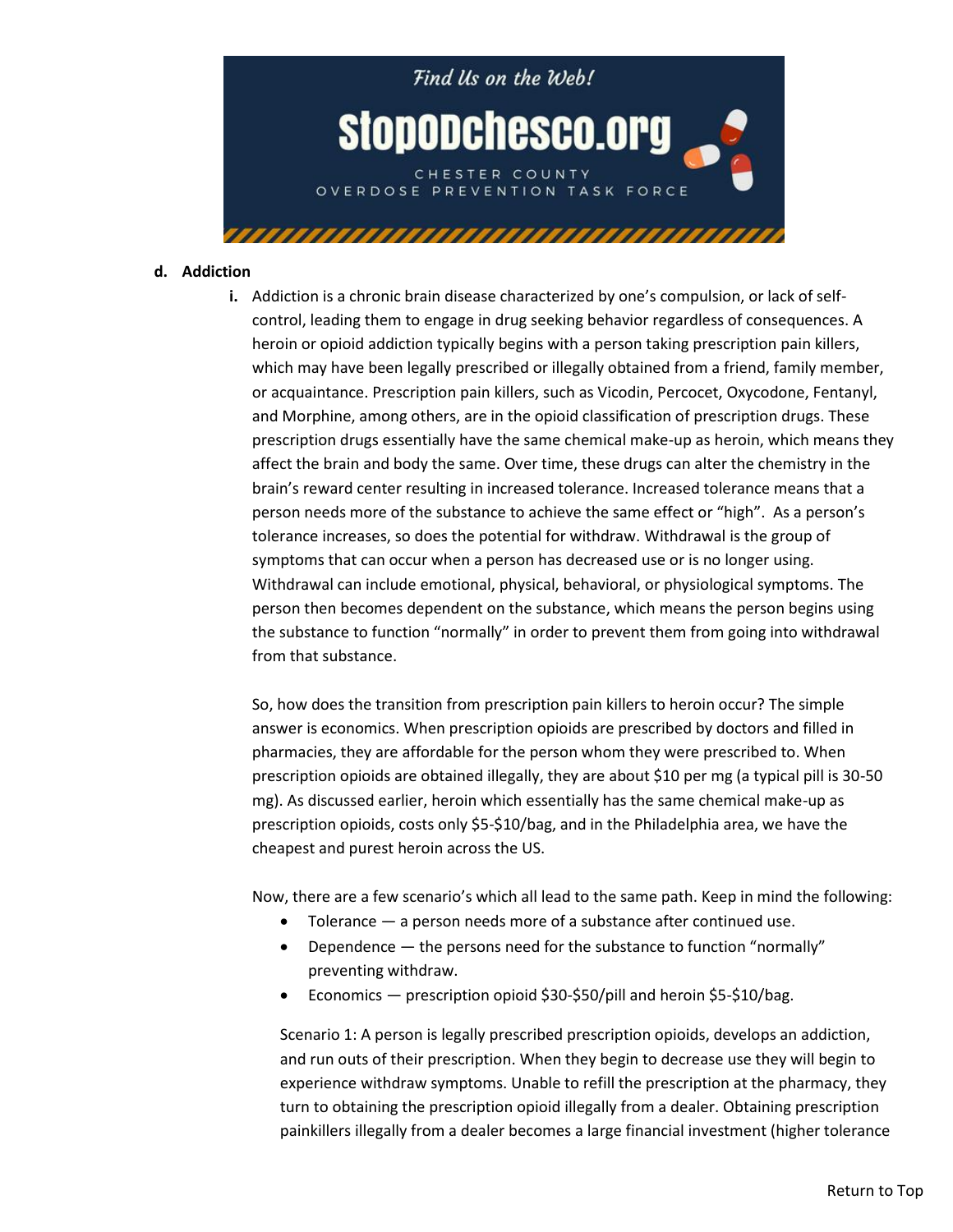Find Us on the Web!

StopODchesco.org

CHESTER COUNTY OVERDOSE PREVENTION TASK FORCE

**d. Addiction**

**i.** Addiction is a chronic brain disease characterized by one's compulsion, or lack of self-control, leading them to engage in drug seeking behavior regardless of consequences. A heroin or opioid addiction typically begins with a person taking prescription pain killers, which may have been legally prescribed or illegally obtained from a friend, family member, or acquaintance. Prescription pain killers, such as Vicodin, Percocet, Oxycodone, Fentanyl, and Morphine, among others, are in the opioid classification of prescription drugs. These prescription drugs essentially have the same chemical make-up as heroin, which means they affect the brain and body the same. Over time, these drugs can alter the chemistry in the brain's reward center resulting in increased tolerance. Increased tolerance means that a person needs more of the substance to achieve the same effect or "high". As a person's tolerance increases, so does the potential for withdraw. Withdrawal is the group of symptoms that can occur when a person has decreased use or is no longer using. Withdrawal can include emotional, physical, behavioral, or physiological symptoms. The person then becomes dependent on the substance, which means the person begins using the substance to function "normally" in order to prevent them from going into withdrawal from that substance.

So, how does the transition from prescription pain killers to heroin occur? The simple answer is economics. When prescription opioids are prescribed by doctors and filled in pharmacies, they are affordable for the person whom they were prescribed to. When prescription opioids are obtained illegally, they are about $10 per mg (a typical pill is 30-50 mg). As discussed earlier, heroin which essentially has the same chemical make-up as prescription opioids, costs only $5-$10/bag, and in the Philadelphia area, we have the cheapest and purest heroin across the US.

Now, there are a few scenario's which all lead to the same path. Keep in mind the following:

- Tolerance — a person needs more of a substance after continued use.
- Dependence — the persons need for the substance to function "normally" preventing withdraw.
- Economics — prescription opioid $30-$50/pill and heroin $5-$10/bag.

Scenario 1: A person is legally prescribed prescription opioids, develops an addiction, and run outs of their prescription. When they begin to decrease use they will begin to experience withdraw symptoms. Unable to refill the prescription at the pharmacy, they turn to obtaining the prescription opioid illegally from a dealer. Obtaining prescription painkillers illegally from a dealer becomes a large financial investment (higher tolerance

Return to Top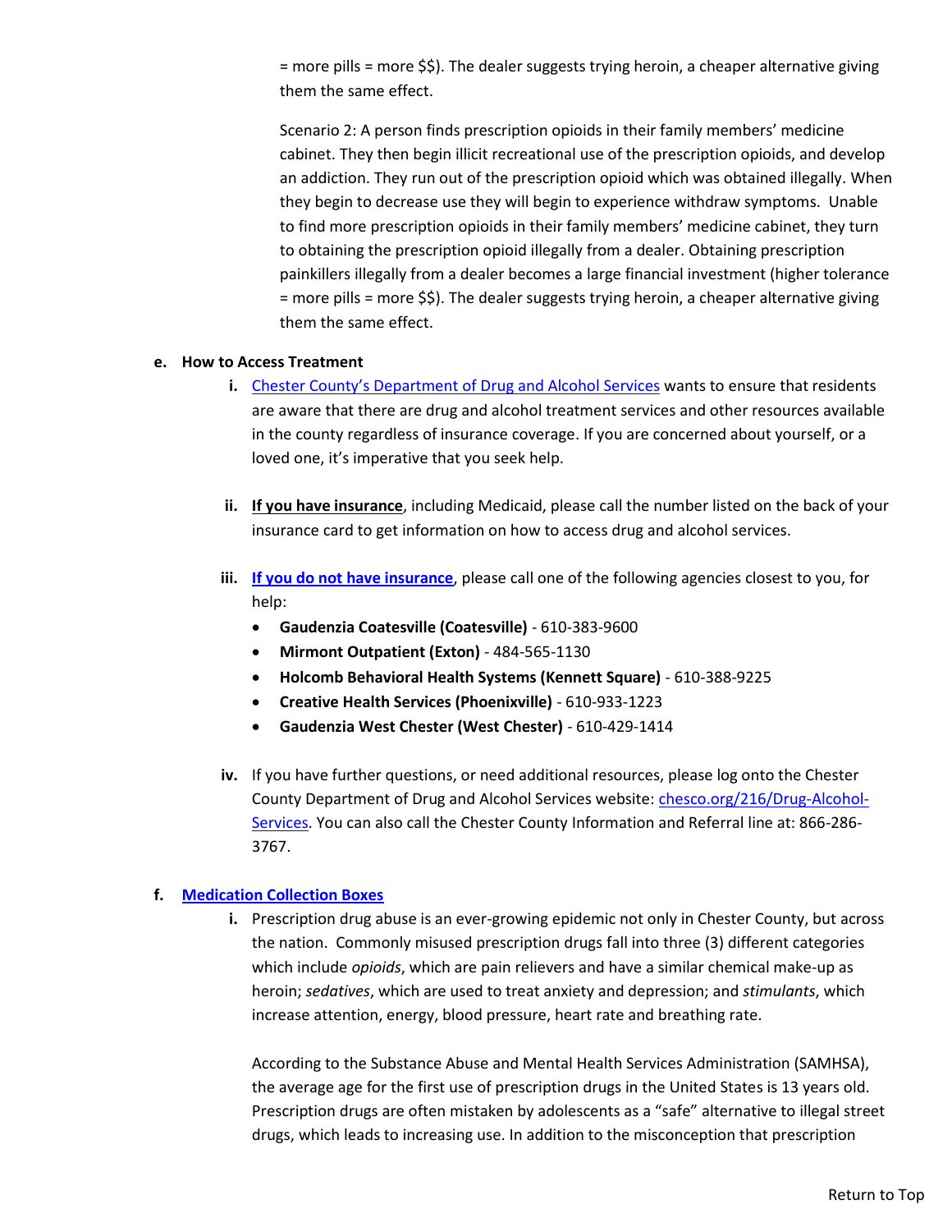= more pills = more $$). The dealer suggests trying heroin, a cheaper alternative giving them the same effect.

Scenario 2: A person finds prescription opioids in their family members' medicine cabinet. They then begin illicit recreational use of the prescription opioids, and develop an addiction. They run out of the prescription opioid which was obtained illegally. When they begin to decrease use they will begin to experience withdraw symptoms. Unable to find more prescription opioids in their family members' medicine cabinet, they turn to obtaining the prescription opioid illegally from a dealer. Obtaining prescription painkillers illegally from a dealer becomes a large financial investment (higher tolerance = more pills = more $$). The dealer suggests trying heroin, a cheaper alternative giving them the same effect.

**e. How to Access Treatment**

**i.** Chester County's Department of Drug and Alcohol Services wants to ensure that residents are aware that there are drug and alcohol treatment services and other resources available in the county regardless of insurance coverage. If you are concerned about yourself, or a loved one, it's imperative that you seek help.

**ii.** **If you have insurance**, including Medicaid, please call the number listed on the back of your insurance card to get information on how to access drug and alcohol services.

**iii.** **If you do not have insurance**, please call one of the following agencies closest to you, for help:

- **Gaudenzia Coatesville (Coatesville)** - 610-383-9600
- **Mirmont Outpatient (Exton)** - 484-565-1130
- **Holcomb Behavioral Health Systems (Kennett Square)** - 610-388-9225
- **Creative Health Services (Phoenixville)** - 610-933-1223
- **Gaudenzia West Chester (West Chester)** - 610-429-1414

**iv.** If you have further questions, or need additional resources, please log onto the Chester County Department of Drug and Alcohol Services website: chesco.org/216/Drug-Alcohol-Services. You can also call the Chester County Information and Referral line at: 866-286-3767.

**f. Medication Collection Boxes**

**i.** Prescription drug abuse is an ever-growing epidemic not only in Chester County, but across the nation. Commonly misused prescription drugs fall into three (3) different categories which include *opioids*, which are pain relievers and have a similar chemical make-up as heroin; *sedatives*, which are used to treat anxiety and depression; and *stimulants*, which increase attention, energy, blood pressure, heart rate and breathing rate.

According to the Substance Abuse and Mental Health Services Administration (SAMHSA), the average age for the first use of prescription drugs in the United States is 13 years old. Prescription drugs are often mistaken by adolescents as a "safe" alternative to illegal street drugs, which leads to increasing use. In addition to the misconception that prescription

Return to Top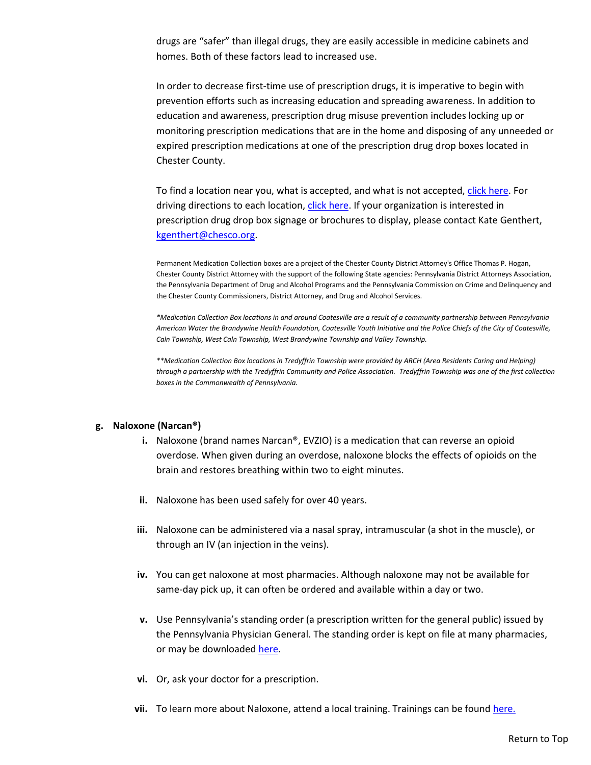drugs are “safer” than illegal drugs, they are easily accessible in medicine cabinets and homes. Both of these factors lead to increased use.

In order to decrease first-time use of prescription drugs, it is imperative to begin with prevention efforts such as increasing education and spreading awareness. In addition to education and awareness, prescription drug misuse prevention includes locking up or monitoring prescription medications that are in the home and disposing of any unneeded or expired prescription medications at one of the prescription drug drop boxes located in Chester County.

To find a location near you, what is accepted, and what is not accepted, click here. For driving directions to each location, click here. If your organization is interested in prescription drug drop box signage or brochures to display, please contact Kate Genthert, kgenthert@chesco.org.

Permanent Medication Collection boxes are a project of the Chester County District Attorney's Office Thomas P. Hogan, Chester County District Attorney with the support of the following State agencies: Pennsylvania District Attorneys Association, the Pennsylvania Department of Drug and Alcohol Programs and the Pennsylvania Commission on Crime and Delinquency and the Chester County Commissioners, District Attorney, and Drug and Alcohol Services.

*\*Medication Collection Box locations in and around Coatesville are a result of a community partnership between Pennsylvania American Water the Brandywine Health Foundation, Coatesville Youth Initiative and the Police Chiefs of the City of Coatesville, Caln Township, West Caln Township, West Brandywine Township and Valley Township.*

*\*\*Medication Collection Box locations in Tredyffrin Township were provided by ARCH (Area Residents Caring and Helping) through a partnership with the Tredyffrin Community and Police Association. Tredyffrin Township was one of the first collection boxes in the Commonwealth of Pennsylvania.*

**g. Naloxone (Narcan®)**

- **i.** Naloxone (brand names Narcan®, EVZIO) is a medication that can reverse an opioid overdose. When given during an overdose, naloxone blocks the effects of opioids on the brain and restores breathing within two to eight minutes.
- **ii.** Naloxone has been used safely for over 40 years.
- **iii.** Naloxone can be administered via a nasal spray, intramuscular (a shot in the muscle), or through an IV (an injection in the veins).
- **iv.** You can get naloxone at most pharmacies. Although naloxone may not be available for same-day pick up, it can often be ordered and available within a day or two.
- **v.** Use Pennsylvania’s standing order (a prescription written for the general public) issued by the Pennsylvania Physician General. The standing order is kept on file at many pharmacies, or may be downloaded here.
- **vi.** Or, ask your doctor for a prescription.
- **vii.** To learn more about Naloxone, attend a local training. Trainings can be found here.

Return to Top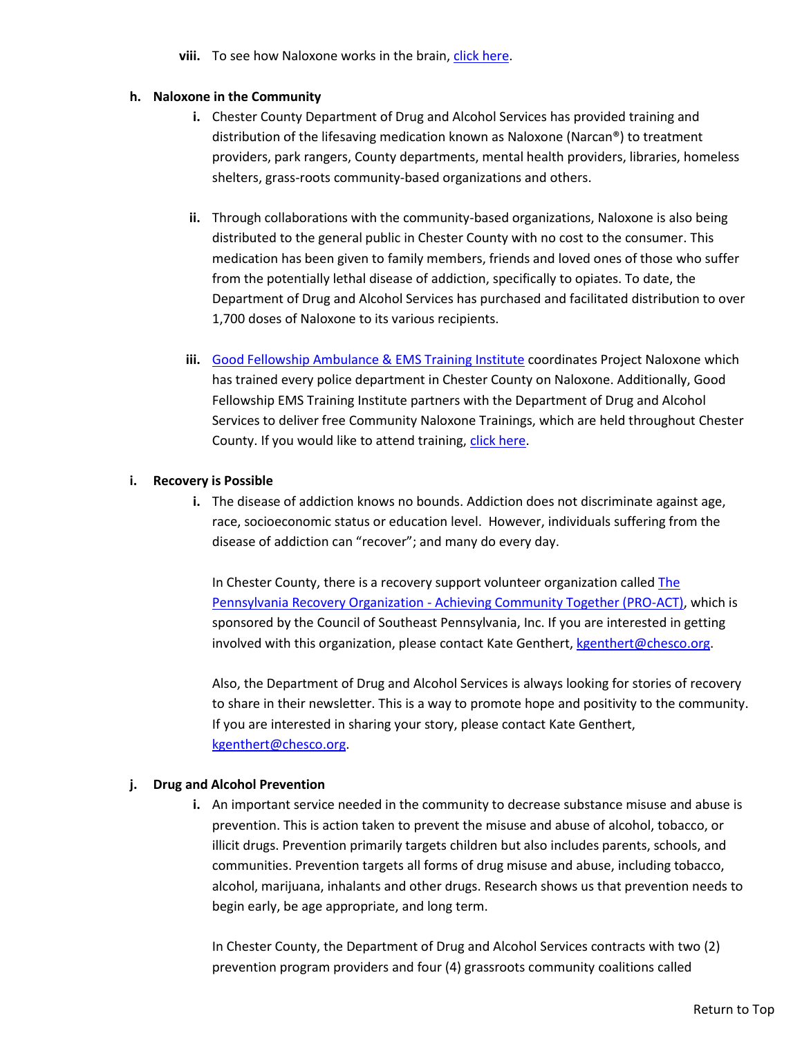viii. To see how Naloxone works in the brain, [click here](#).

**h. Naloxone in the Community**

i. Chester County Department of Drug and Alcohol Services has provided training and distribution of the lifesaving medication known as Naloxone (Narcan®) to treatment providers, park rangers, County departments, mental health providers, libraries, homeless shelters, grass-roots community-based organizations and others.

ii. Through collaborations with the community-based organizations, Naloxone is also being distributed to the general public in Chester County with no cost to the consumer. This medication has been given to family members, friends and loved ones of those who suffer from the potentially lethal disease of addiction, specifically to opiates. To date, the Department of Drug and Alcohol Services has purchased and facilitated distribution to over 1,700 doses of Naloxone to its various recipients.

iii. [Good Fellowship Ambulance & EMS Training Institute](#) coordinates Project Naloxone which has trained every police department in Chester County on Naloxone. Additionally, Good Fellowship EMS Training Institute partners with the Department of Drug and Alcohol Services to deliver free Community Naloxone Trainings, which are held throughout Chester County. If you would like to attend training, [click here](#).

**i. Recovery is Possible**

i. The disease of addiction knows no bounds. Addiction does not discriminate against age, race, socioeconomic status or education level. However, individuals suffering from the disease of addiction can "recover"; and many do every day.

In Chester County, there is a recovery support volunteer organization called [The Pennsylvania Recovery Organization - Achieving Community Together (PRO-ACT)](#), which is sponsored by the Council of Southeast Pennsylvania, Inc. If you are interested in getting involved with this organization, please contact Kate Genthert, [kgenthert@chesco.org](mailto:kgenthert@chesco.org).

Also, the Department of Drug and Alcohol Services is always looking for stories of recovery to share in their newsletter. This is a way to promote hope and positivity to the community. If you are interested in sharing your story, please contact Kate Genthert, [kgenthert@chesco.org](mailto:kgenthert@chesco.org).

**j. Drug and Alcohol Prevention**

i. An important service needed in the community to decrease substance misuse and abuse is prevention. This is action taken to prevent the misuse and abuse of alcohol, tobacco, or illicit drugs. Prevention primarily targets children but also includes parents, schools, and communities. Prevention targets all forms of drug misuse and abuse, including tobacco, alcohol, marijuana, inhalants and other drugs. Research shows us that prevention needs to begin early, be age appropriate, and long term.

In Chester County, the Department of Drug and Alcohol Services contracts with two (2) prevention program providers and four (4) grassroots community coalitions called

Return to Top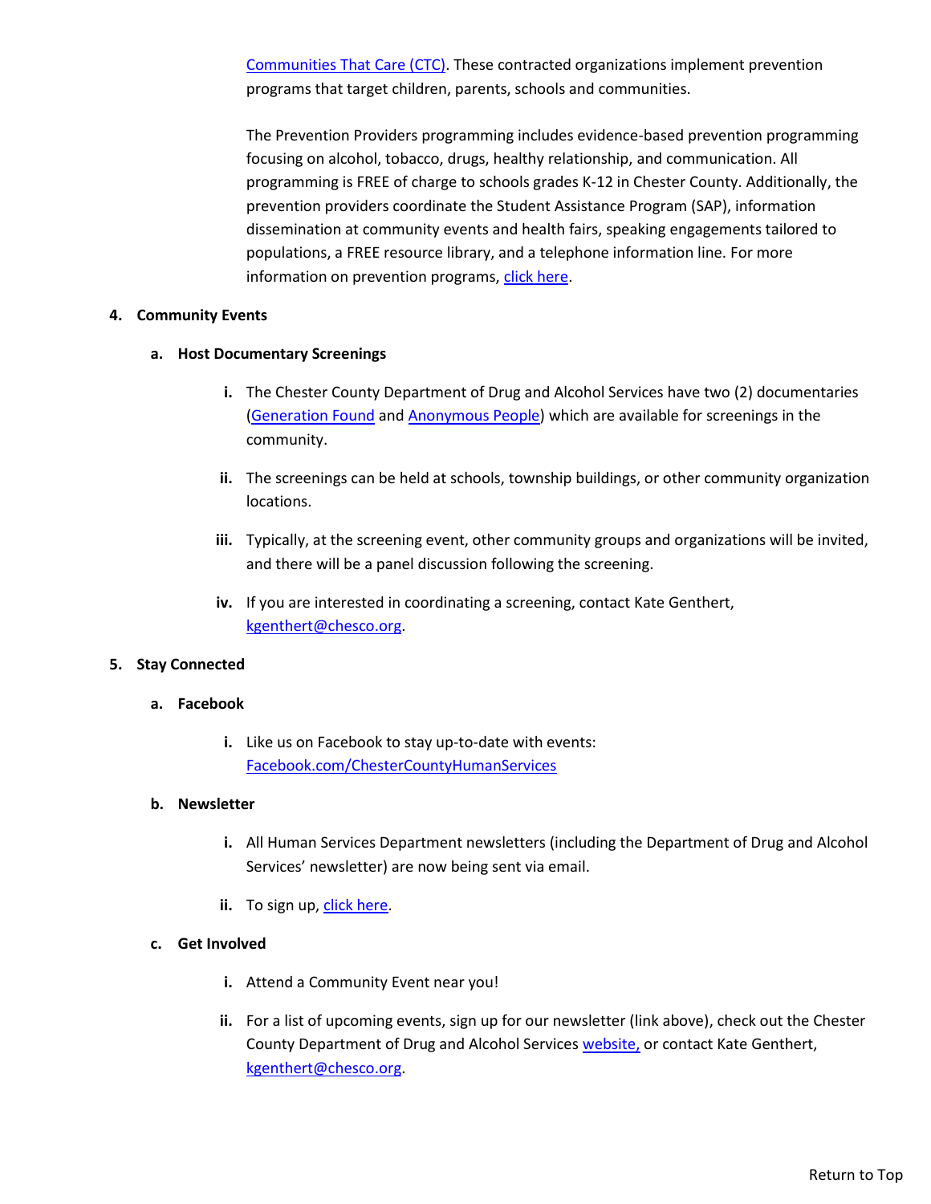Communities That Care (CTC). These contracted organizations implement prevention programs that target children, parents, schools and communities.

The Prevention Providers programming includes evidence-based prevention programming focusing on alcohol, tobacco, drugs, healthy relationship, and communication. All programming is FREE of charge to schools grades K-12 in Chester County. Additionally, the prevention providers coordinate the Student Assistance Program (SAP), information dissemination at community events and health fairs, speaking engagements tailored to populations, a FREE resource library, and a telephone information line. For more information on prevention programs, click here.

4. **Community Events**

   a. **Host Documentary Screenings**

      i. The Chester County Department of Drug and Alcohol Services have two (2) documentaries (Generation Found and Anonymous People) which are available for screenings in the community.

      ii. The screenings can be held at schools, township buildings, or other community organization locations.

      iii. Typically, at the screening event, other community groups and organizations will be invited, and there will be a panel discussion following the screening.

      iv. If you are interested in coordinating a screening, contact Kate Genthert, kgenthert@chesco.org.

5. **Stay Connected**

   a. **Facebook**

      i. Like us on Facebook to stay up-to-date with events: Facebook.com/ChesterCountyHumanServices

   b. **Newsletter**

      i. All Human Services Department newsletters (including the Department of Drug and Alcohol Services' newsletter) are now being sent via email.

      ii. To sign up, click here.

   c. **Get Involved**

      i. Attend a Community Event near you!

      ii. For a list of upcoming events, sign up for our newsletter (link above), check out the Chester County Department of Drug and Alcohol Services website, or contact Kate Genthert, kgenthert@chesco.org.

Return to Top